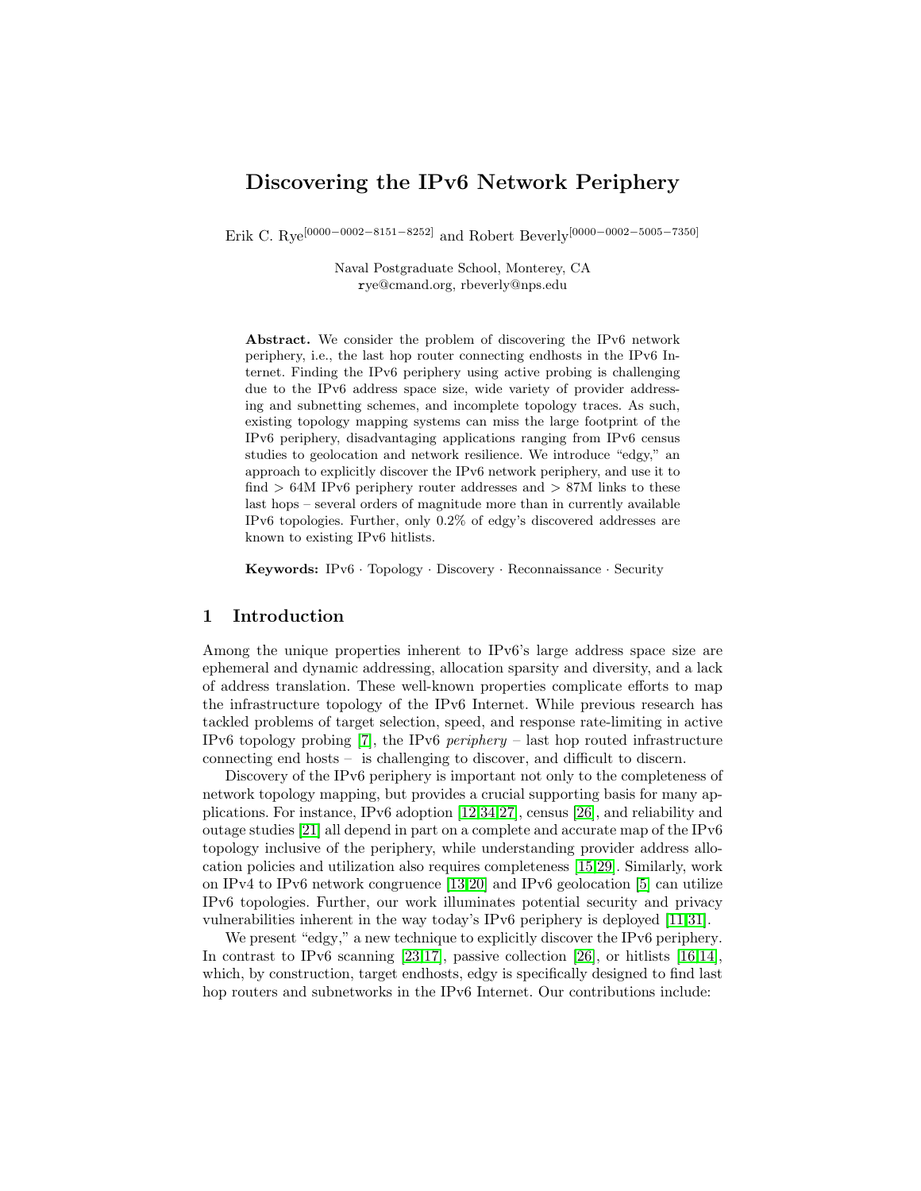# Discovering the IPv6 Network Periphery

Erik C. Rye[0000−0002−8151−8252] and Robert Beverly[0000−0002−5005−7350]

Naval Postgraduate School, Monterey, CA
rye@cmand.org, rbeverly@nps.edu

**Abstract.** We consider the problem of discovering the IPv6 network periphery, i.e., the last hop router connecting endhosts in the IPv6 Internet. Finding the IPv6 periphery using active probing is challenging due to the IPv6 address space size, wide variety of provider addressing and subnetting schemes, and incomplete topology traces. As such, existing topology mapping systems can miss the large footprint of the IPv6 periphery, disadvantaging applications ranging from IPv6 census studies to geolocation and network resilience. We introduce "edgy," an approach to explicitly discover the IPv6 network periphery, and use it to find > 64M IPv6 periphery router addresses and > 87M links to these last hops – several orders of magnitude more than in currently available IPv6 topologies. Further, only 0.2% of edgy's discovered addresses are known to existing IPv6 hitlists.

**Keywords:** IPv6 · Topology · Discovery · Reconnaissance · Security

## 1 Introduction

Among the unique properties inherent to IPv6's large address space size are ephemeral and dynamic addressing, allocation sparsity and diversity, and a lack of address translation. These well-known properties complicate efforts to map the infrastructure topology of the IPv6 Internet. While previous research has tackled problems of target selection, speed, and response rate-limiting in active IPv6 topology probing [7], the IPv6 *periphery* – last hop routed infrastructure connecting end hosts – is challenging to discover, and difficult to discern.

Discovery of the IPv6 periphery is important not only to the completeness of network topology mapping, but provides a crucial supporting basis for many applications. For instance, IPv6 adoption [12,34,27], census [26], and reliability and outage studies [21] all depend in part on a complete and accurate map of the IPv6 topology inclusive of the periphery, while understanding provider address allocation policies and utilization also requires completeness [15,29]. Similarly, work on IPv4 to IPv6 network congruence [13,20] and IPv6 geolocation [5] can utilize IPv6 topologies. Further, our work illuminates potential security and privacy vulnerabilities inherent in the way today's IPv6 periphery is deployed [11,31].

We present "edgy," a new technique to explicitly discover the IPv6 periphery. In contrast to IPv6 scanning [23,17], passive collection [26], or hitlists [16,14], which, by construction, target endhosts, edgy is specifically designed to find last hop routers and subnetworks in the IPv6 Internet. Our contributions include: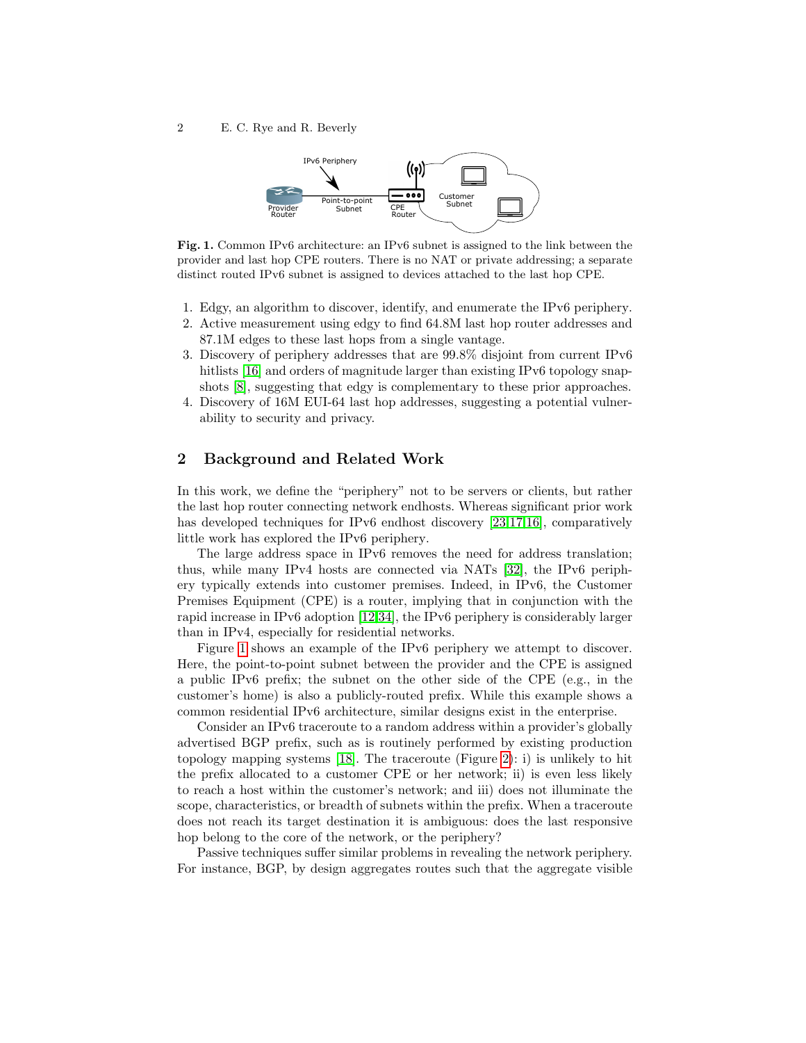IPv6 Periphery

Point-to-point Subnet

Provider Router

CPE Router

Customer Subnet

**Fig. 1.** Common IPv6 architecture: an IPv6 subnet is assigned to the link between the provider and last hop CPE routers. There is no NAT or private addressing; a separate distinct routed IPv6 subnet is assigned to devices attached to the last hop CPE.

1. Edgy, an algorithm to discover, identify, and enumerate the IPv6 periphery.
2. Active measurement using edgy to find 64.8M last hop router addresses and 87.1M edges to these last hops from a single vantage.
3. Discovery of periphery addresses that are 99.8% disjoint from current IPv6 hitlists [16] and orders of magnitude larger than existing IPv6 topology snapshots [8], suggesting that edgy is complementary to these prior approaches.
4. Discovery of 16M EUI-64 last hop addresses, suggesting a potential vulnerability to security and privacy.

## 2 Background and Related Work

In this work, we define the "periphery" not to be servers or clients, but rather the last hop router connecting network endhosts. Whereas significant prior work has developed techniques for IPv6 endhost discovery [23,17,16], comparatively little work has explored the IPv6 periphery.

The large address space in IPv6 removes the need for address translation; thus, while many IPv4 hosts are connected via NATs [32], the IPv6 periphery typically extends into customer premises. Indeed, in IPv6, the Customer Premises Equipment (CPE) is a router, implying that in conjunction with the rapid increase in IPv6 adoption [12,34], the IPv6 periphery is considerably larger than in IPv4, especially for residential networks.

Figure 1 shows an example of the IPv6 periphery we attempt to discover. Here, the point-to-point subnet between the provider and the CPE is assigned a public IPv6 prefix; the subnet on the other side of the CPE (e.g., in the customer's home) is also a publicly-routed prefix. While this example shows a common residential IPv6 architecture, similar designs exist in the enterprise.

Consider an IPv6 traceroute to a random address within a provider's globally advertised BGP prefix, such as is routinely performed by existing production topology mapping systems [18]. The traceroute (Figure 2): i) is unlikely to hit the prefix allocated to a customer CPE or her network; ii) is even less likely to reach a host within the customer's network; and iii) does not illuminate the scope, characteristics, or breadth of subnets within the prefix. When a traceroute does not reach its target destination it is ambiguous: does the last responsive hop belong to the core of the network, or the periphery?

Passive techniques suffer similar problems in revealing the network periphery. For instance, BGP, by design aggregates routes such that the aggregate visible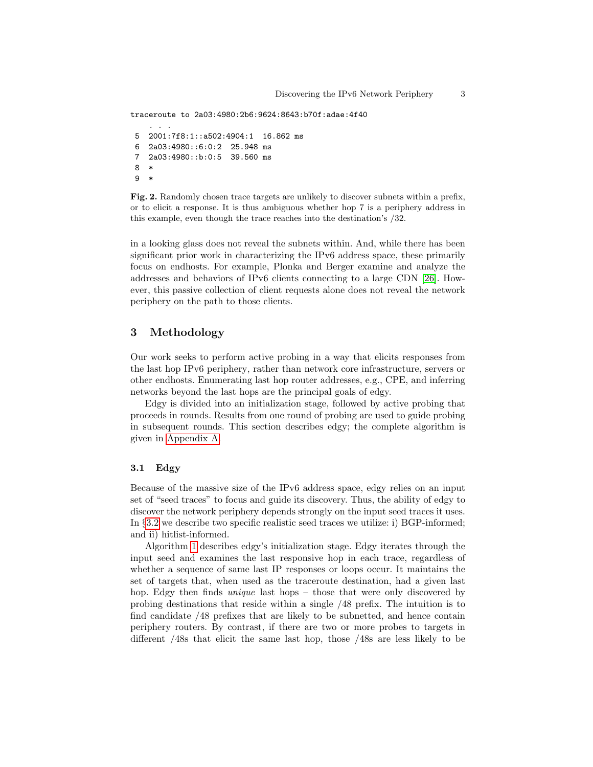```
traceroute to 2a03:4980:2b6:9624:8643:b70f:adae:4f40
   . . .
 5  2001:7f8:1::a502:4904:1  16.862 ms
 6  2a03:4980::6:0:2  25.948 ms
 7  2a03:4980::b:0:5  39.560 ms
 8  *
 9  *
```

**Fig. 2.** Randomly chosen trace targets are unlikely to discover subnets within a prefix, or to elicit a response. It is thus ambiguous whether hop 7 is a periphery address in this example, even though the trace reaches into the destination's /32.

in a looking glass does not reveal the subnets within. And, while there has been significant prior work in characterizing the IPv6 address space, these primarily focus on endhosts. For example, Plonka and Berger examine and analyze the addresses and behaviors of IPv6 clients connecting to a large CDN [26]. However, this passive collection of client requests alone does not reveal the network periphery on the path to those clients.

## 3 Methodology

Our work seeks to perform active probing in a way that elicits responses from the last hop IPv6 periphery, rather than network core infrastructure, servers or other endhosts. Enumerating last hop router addresses, e.g., CPE, and inferring networks beyond the last hops are the principal goals of edgy.

Edgy is divided into an initialization stage, followed by active probing that proceeds in rounds. Results from one round of probing are used to guide probing in subsequent rounds. This section describes edgy; the complete algorithm is given in Appendix A.

### 3.1 Edgy

Because of the massive size of the IPv6 address space, edgy relies on an input set of "seed traces" to focus and guide its discovery. Thus, the ability of edgy to discover the network periphery depends strongly on the input seed traces it uses. In §3.2 we describe two specific realistic seed traces we utilize: i) BGP-informed; and ii) hitlist-informed.

Algorithm 1 describes edgy's initialization stage. Edgy iterates through the input seed and examines the last responsive hop in each trace, regardless of whether a sequence of same last IP responses or loops occur. It maintains the set of targets that, when used as the traceroute destination, had a given last hop. Edgy then finds *unique* last hops – those that were only discovered by probing destinations that reside within a single /48 prefix. The intuition is to find candidate /48 prefixes that are likely to be subnetted, and hence contain periphery routers. By contrast, if there are two or more probes to targets in different /48s that elicit the same last hop, those /48s are less likely to be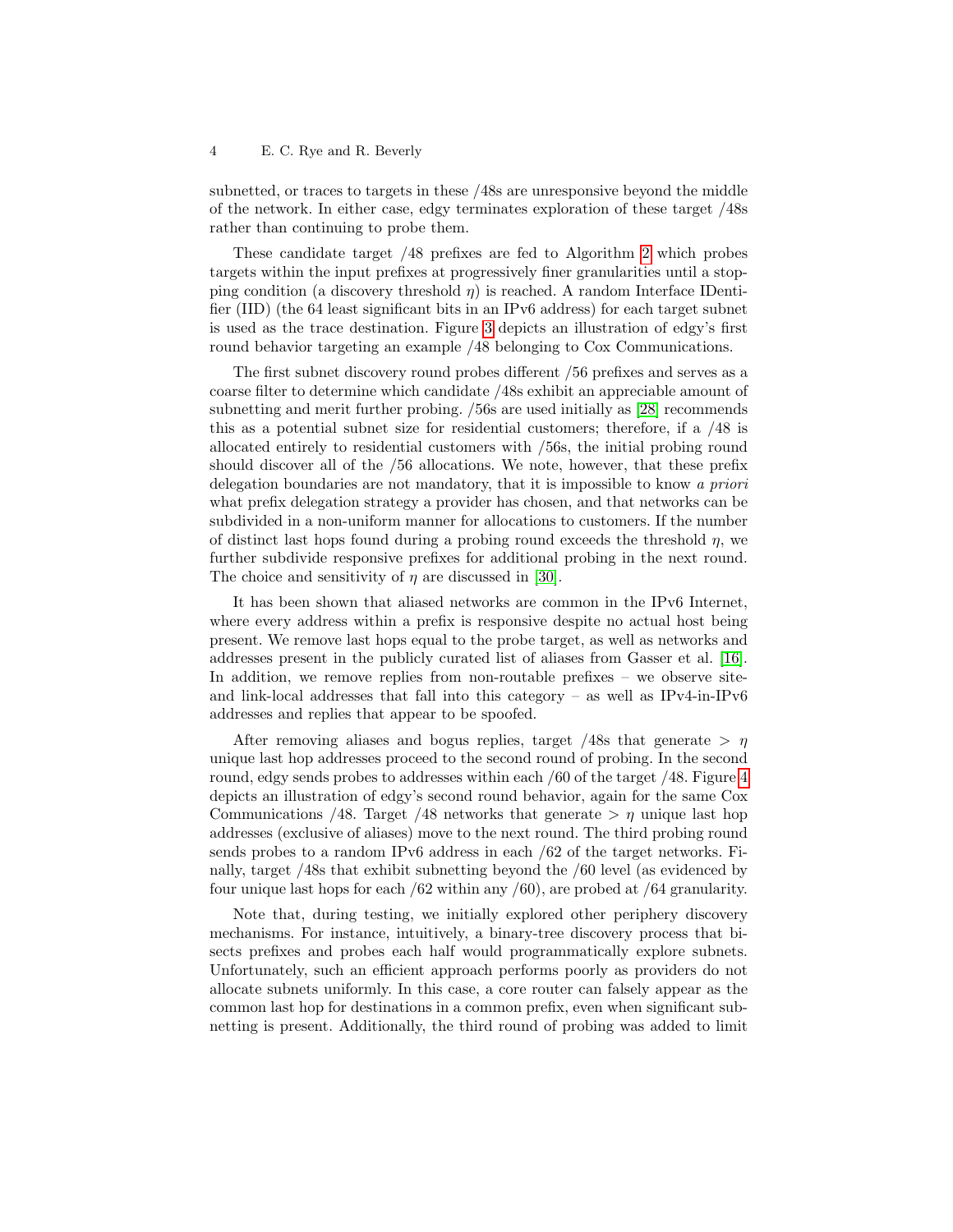subnetted, or traces to targets in these /48s are unresponsive beyond the middle of the network. In either case, edgy terminates exploration of these target /48s rather than continuing to probe them.

These candidate target /48 prefixes are fed to Algorithm 2 which probes targets within the input prefixes at progressively finer granularities until a stopping condition (a discovery threshold $\eta$) is reached. A random Interface IDentifier (IID) (the 64 least significant bits in an IPv6 address) for each target subnet is used as the trace destination. Figure 3 depicts an illustration of edgy's first round behavior targeting an example /48 belonging to Cox Communications.

The first subnet discovery round probes different /56 prefixes and serves as a coarse filter to determine which candidate /48s exhibit an appreciable amount of subnetting and merit further probing. /56s are used initially as [28] recommends this as a potential subnet size for residential customers; therefore, if a /48 is allocated entirely to residential customers with /56s, the initial probing round should discover all of the /56 allocations. We note, however, that these prefix delegation boundaries are not mandatory, that it is impossible to know *a priori* what prefix delegation strategy a provider has chosen, and that networks can be subdivided in a non-uniform manner for allocations to customers. If the number of distinct last hops found during a probing round exceeds the threshold $\eta$, we further subdivide responsive prefixes for additional probing in the next round. The choice and sensitivity of $\eta$ are discussed in [30].

It has been shown that aliased networks are common in the IPv6 Internet, where every address within a prefix is responsive despite no actual host being present. We remove last hops equal to the probe target, as well as networks and addresses present in the publicly curated list of aliases from Gasser et al. [16]. In addition, we remove replies from non-routable prefixes – we observe site- and link-local addresses that fall into this category – as well as IPv4-in-IPv6 addresses and replies that appear to be spoofed.

After removing aliases and bogus replies, target /48s that generate $> \eta$ unique last hop addresses proceed to the second round of probing. In the second round, edgy sends probes to addresses within each /60 of the target /48. Figure 4 depicts an illustration of edgy's second round behavior, again for the same Cox Communications /48. Target /48 networks that generate $> \eta$ unique last hop addresses (exclusive of aliases) move to the next round. The third probing round sends probes to a random IPv6 address in each /62 of the target networks. Finally, target /48s that exhibit subnetting beyond the /60 level (as evidenced by four unique last hops for each /62 within any /60), are probed at /64 granularity.

Note that, during testing, we initially explored other periphery discovery mechanisms. For instance, intuitively, a binary-tree discovery process that bisects prefixes and probes each half would programmatically explore subnets. Unfortunately, such an efficient approach performs poorly as providers do not allocate subnets uniformly. In this case, a core router can falsely appear as the common last hop for destinations in a common prefix, even when significant subnetting is present. Additionally, the third round of probing was added to limit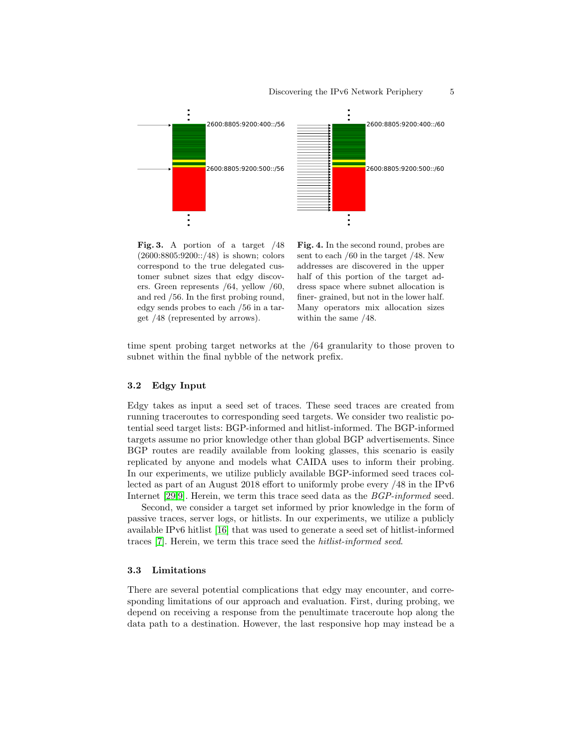Fig. 3. A portion of a target /48 (2600:8805:9200::/48) is shown; colors correspond to the true delegated customer subnet sizes that edgy discovers. Green represents /64, yellow /60, and red /56. In the first probing round, edgy sends probes to each /56 in a target /48 (represented by arrows).

Fig. 4. In the second round, probes are sent to each /60 in the target /48. New addresses are discovered in the upper half of this portion of the target address space where subnet allocation is finer- grained, but not in the lower half. Many operators mix allocation sizes within the same /48.

time spent probing target networks at the /64 granularity to those proven to subnet within the final nybble of the network prefix.

### 3.2 Edgy Input

Edgy takes as input a seed set of traces. These seed traces are created from running traceroutes to corresponding seed targets. We consider two realistic potential seed target lists: BGP-informed and hitlist-informed. The BGP-informed targets assume no prior knowledge other than global BGP advertisements. Since BGP routes are readily available from looking glasses, this scenario is easily replicated by anyone and models what CAIDA uses to inform their probing. In our experiments, we utilize publicly available BGP-informed seed traces collected as part of an August 2018 effort to uniformly probe every /48 in the IPv6 Internet [29,9]. Herein, we term this trace seed data as the *BGP-informed* seed.

Second, we consider a target set informed by prior knowledge in the form of passive traces, server logs, or hitlists. In our experiments, we utilize a publicly available IPv6 hitlist [16] that was used to generate a seed set of hitlist-informed traces [7]. Herein, we term this trace seed the *hitlist-informed seed*.

### 3.3 Limitations

There are several potential complications that edgy may encounter, and corresponding limitations of our approach and evaluation. First, during probing, we depend on receiving a response from the penultimate traceroute hop along the data path to a destination. However, the last responsive hop may instead be a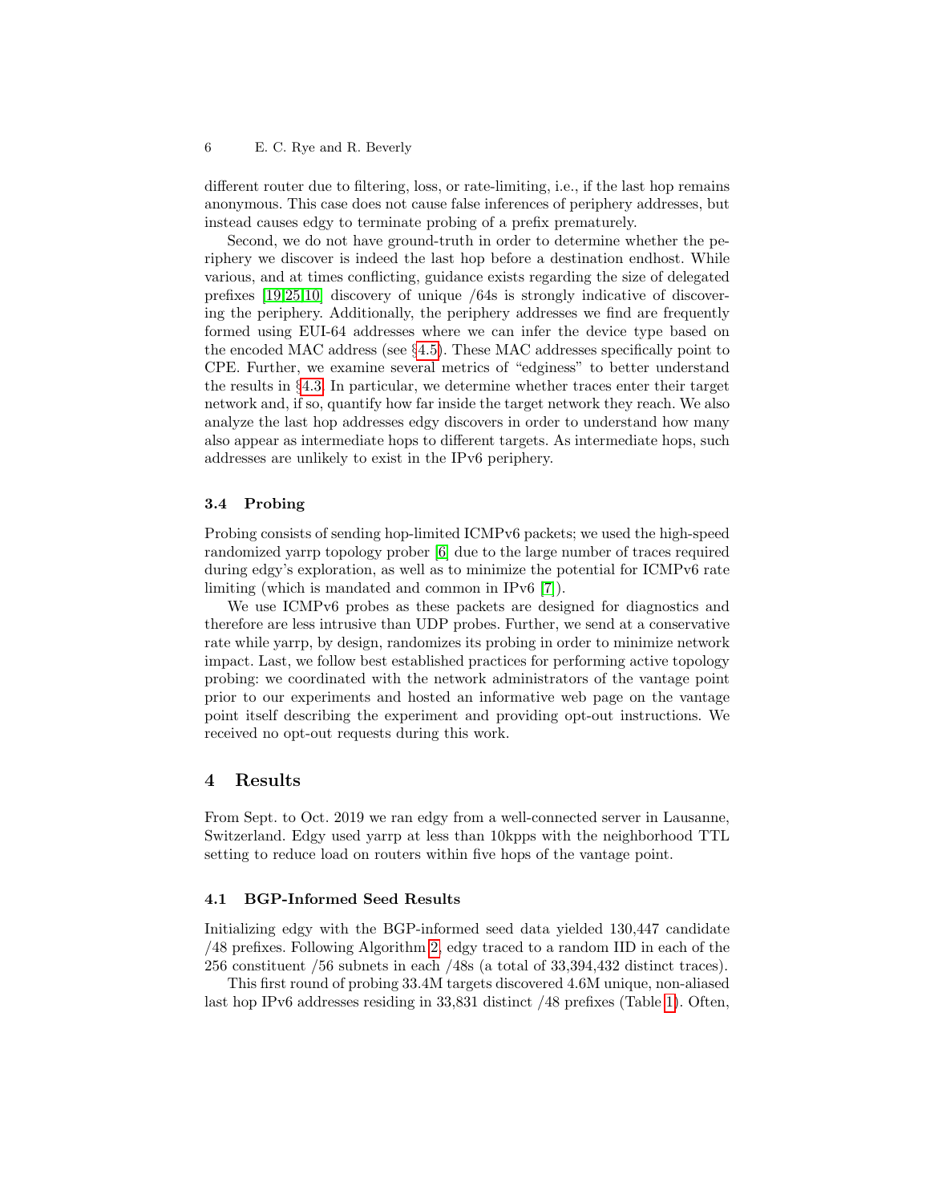different router due to filtering, loss, or rate-limiting, i.e., if the last hop remains anonymous. This case does not cause false inferences of periphery addresses, but instead causes edgy to terminate probing of a prefix prematurely.

Second, we do not have ground-truth in order to determine whether the periphery we discover is indeed the last hop before a destination endhost. While various, and at times conflicting, guidance exists regarding the size of delegated prefixes [19,25,10] discovery of unique /64s is strongly indicative of discovering the periphery. Additionally, the periphery addresses we find are frequently formed using EUI-64 addresses where we can infer the device type based on the encoded MAC address (see §4.5). These MAC addresses specifically point to CPE. Further, we examine several metrics of "edginess" to better understand the results in §4.3. In particular, we determine whether traces enter their target network and, if so, quantify how far inside the target network they reach. We also analyze the last hop addresses edgy discovers in order to understand how many also appear as intermediate hops to different targets. As intermediate hops, such addresses are unlikely to exist in the IPv6 periphery.

### 3.4 Probing

Probing consists of sending hop-limited ICMPv6 packets; we used the high-speed randomized yarrp topology prober [6] due to the large number of traces required during edgy's exploration, as well as to minimize the potential for ICMPv6 rate limiting (which is mandated and common in IPv6 [7]).

We use ICMPv6 probes as these packets are designed for diagnostics and therefore are less intrusive than UDP probes. Further, we send at a conservative rate while yarrp, by design, randomizes its probing in order to minimize network impact. Last, we follow best established practices for performing active topology probing: we coordinated with the network administrators of the vantage point prior to our experiments and hosted an informative web page on the vantage point itself describing the experiment and providing opt-out instructions. We received no opt-out requests during this work.

## 4 Results

From Sept. to Oct. 2019 we ran edgy from a well-connected server in Lausanne, Switzerland. Edgy used yarrp at less than 10kpps with the neighborhood TTL setting to reduce load on routers within five hops of the vantage point.

### 4.1 BGP-Informed Seed Results

Initializing edgy with the BGP-informed seed data yielded 130,447 candidate /48 prefixes. Following Algorithm 2, edgy traced to a random IID in each of the 256 constituent /56 subnets in each /48s (a total of 33,394,432 distinct traces).

This first round of probing 33.4M targets discovered 4.6M unique, non-aliased last hop IPv6 addresses residing in 33,831 distinct /48 prefixes (Table 1). Often,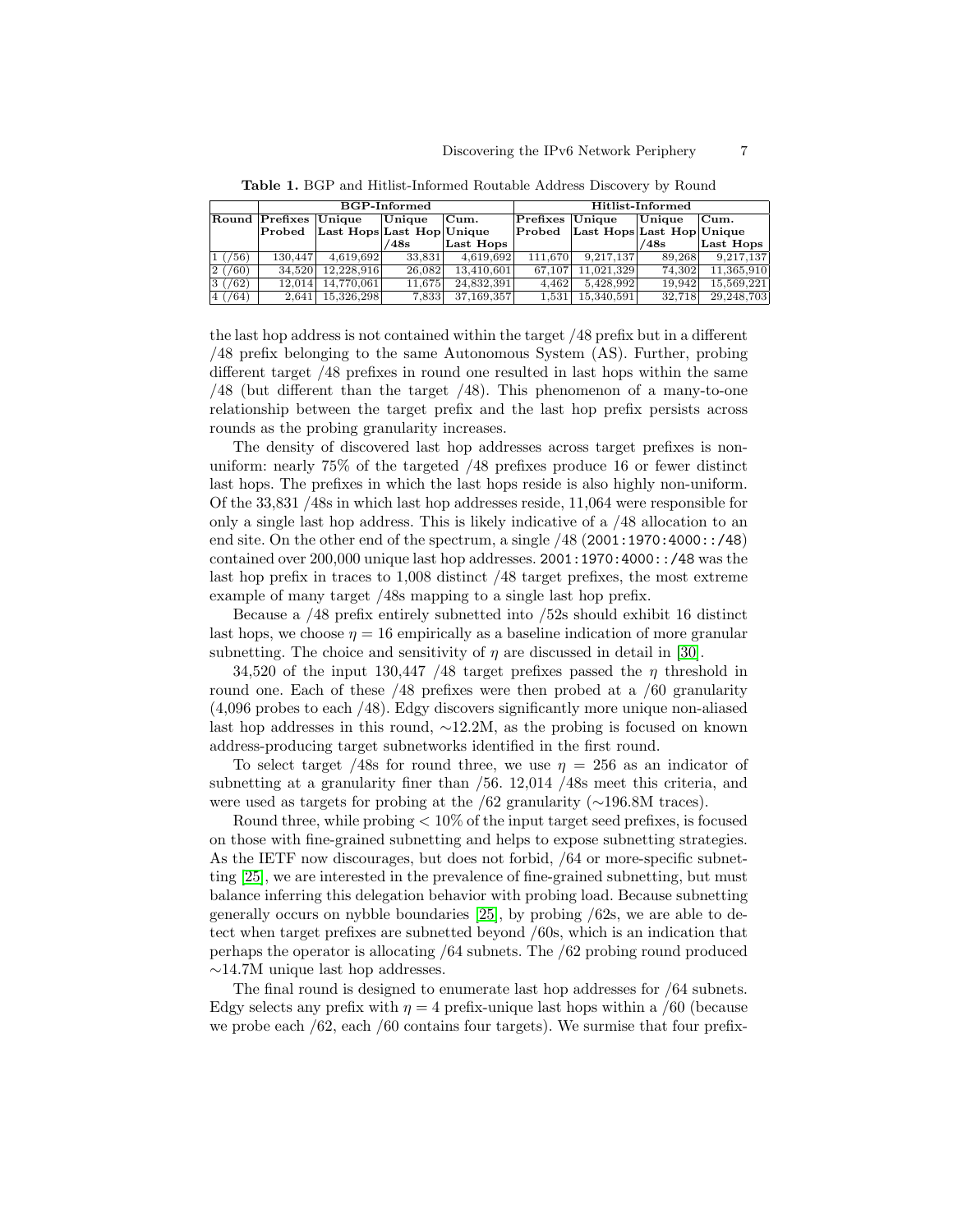**Table 1.** BGP and Hitlist-Informed Routable Address Discovery by Round

| | BGP-Informed | | | | Hitlist-Informed | | | |
|---|---|---|---|---|---|---|---|---|
| Round | Prefixes Probed | Unique Last Hops | Unique Last Hop /48s | Cum. Unique Last Hops | Prefixes Probed | Unique Last Hops | Unique Last Hop /48s | Cum. Unique Last Hops |
| 1 (/56) | 130,447 | 4,619,692 | 33,831 | 4,619,692 | 111,670 | 9,217,137 | 89,268 | 9,217,137 |
| 2 (/60) | 34,520 | 12,228,916 | 26,082 | 13,410,601 | 67,107 | 11,021,329 | 74,302 | 11,365,910 |
| 3 (/62) | 12,014 | 14,770,061 | 11,675 | 24,832,391 | 4,462 | 5,428,992 | 19,942 | 15,569,221 |
| 4 (/64) | 2,641 | 15,326,298 | 7,833 | 37,169,357 | 1,531 | 15,340,591 | 32,718 | 29,248,703 |

the last hop address is not contained within the target /48 prefix but in a different /48 prefix belonging to the same Autonomous System (AS). Further, probing different target /48 prefixes in round one resulted in last hops within the same /48 (but different than the target /48). This phenomenon of a many-to-one relationship between the target prefix and the last hop prefix persists across rounds as the probing granularity increases.

The density of discovered last hop addresses across target prefixes is non-uniform: nearly 75% of the targeted /48 prefixes produce 16 or fewer distinct last hops. The prefixes in which the last hops reside is also highly non-uniform. Of the 33,831 /48s in which last hop addresses reside, 11,064 were responsible for only a single last hop address. This is likely indicative of a /48 allocation to an end site. On the other end of the spectrum, a single /48 (`2001:1970:4000::/48`) contained over 200,000 unique last hop addresses. `2001:1970:4000::/48` was the last hop prefix in traces to 1,008 distinct /48 target prefixes, the most extreme example of many target /48s mapping to a single last hop prefix.

Because a /48 prefix entirely subnetted into /52s should exhibit 16 distinct last hops, we choose $\eta = 16$ empirically as a baseline indication of more granular subnetting. The choice and sensitivity of $\eta$ are discussed in detail in [30].

34,520 of the input 130,447 /48 target prefixes passed the $\eta$ threshold in round one. Each of these /48 prefixes were then probed at a /60 granularity (4,096 probes to each /48). Edgy discovers significantly more unique non-aliased last hop addresses in this round, $\sim$12.2M, as the probing is focused on known address-producing target subnetworks identified in the first round.

To select target /48s for round three, we use $\eta = 256$ as an indicator of subnetting at a granularity finer than /56. 12,014 /48s meet this criteria, and were used as targets for probing at the /62 granularity ($\sim$196.8M traces).

Round three, while probing $< 10\%$ of the input target seed prefixes, is focused on those with fine-grained subnetting and helps to expose subnetting strategies. As the IETF now discourages, but does not forbid, /64 or more-specific subnetting [25], we are interested in the prevalence of fine-grained subnetting, but must balance inferring this delegation behavior with probing load. Because subnetting generally occurs on nybble boundaries [25], by probing /62s, we are able to detect when target prefixes are subnetted beyond /60s, which is an indication that perhaps the operator is allocating /64 subnets. The /62 probing round produced $\sim$14.7M unique last hop addresses.

The final round is designed to enumerate last hop addresses for /64 subnets. Edgy selects any prefix with $\eta = 4$ prefix-unique last hops within a /60 (because we probe each /62, each /60 contains four targets). We surmise that four prefix-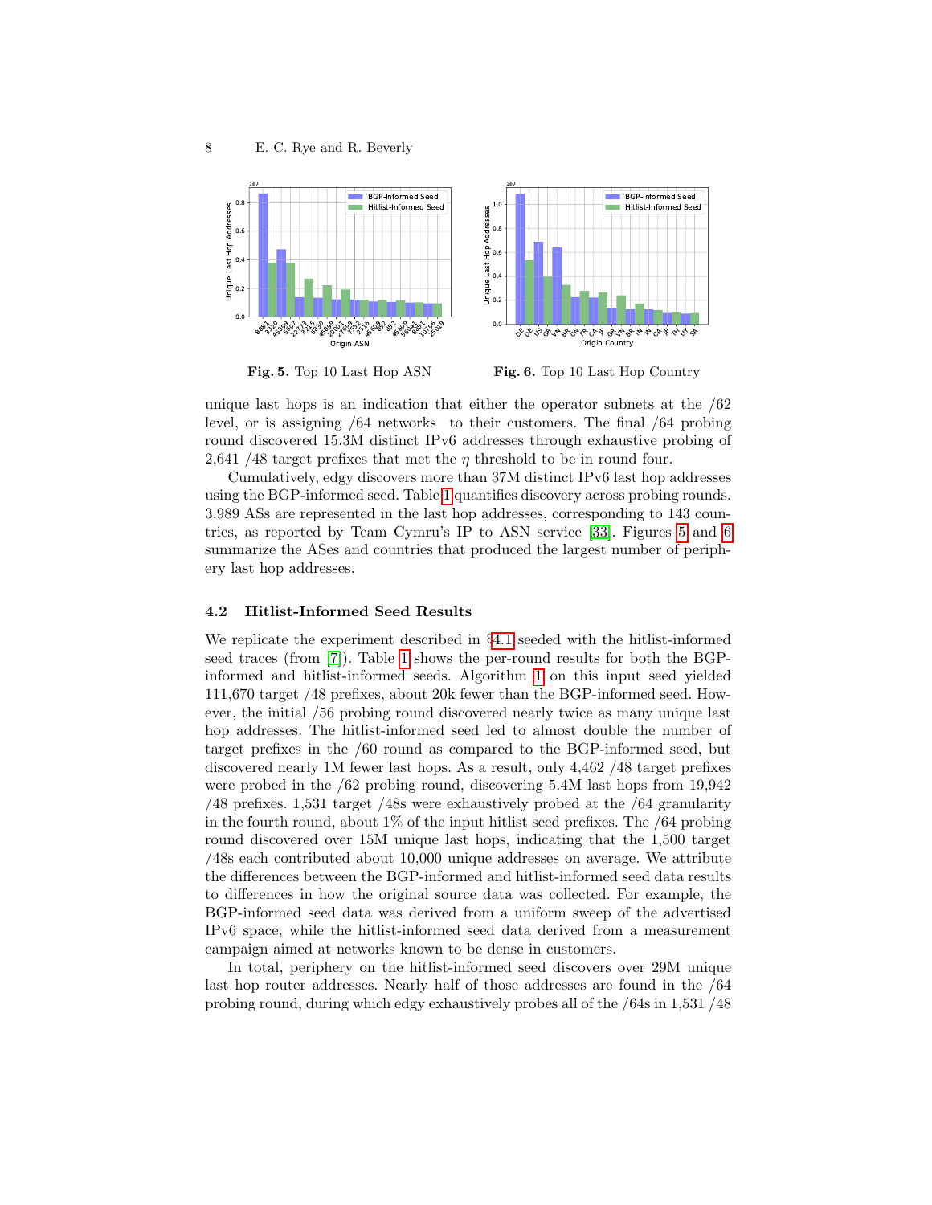Fig. 5. Top 10 Last Hop ASN

Fig. 6. Top 10 Last Hop Country

unique last hops is an indication that either the operator subnets at the /62 level, or is assigning /64 networks to their customers. The final /64 probing round discovered 15.3M distinct IPv6 addresses through exhaustive probing of 2,641 /48 target prefixes that met the $\eta$ threshold to be in round four.

Cumulatively, edgy discovers more than 37M distinct IPv6 last hop addresses using the BGP-informed seed. Table 1 quantifies discovery across probing rounds. 3,989 ASs are represented in the last hop addresses, corresponding to 143 countries, as reported by Team Cymru's IP to ASN service [33]. Figures 5 and 6 summarize the ASes and countries that produced the largest number of periphery last hop addresses.

### 4.2 Hitlist-Informed Seed Results

We replicate the experiment described in §4.1 seeded with the hitlist-informed seed traces (from [7]). Table 1 shows the per-round results for both the BGP-informed and hitlist-informed seeds. Algorithm 1 on this input seed yielded 111,670 target /48 prefixes, about 20k fewer than the BGP-informed seed. However, the initial /56 probing round discovered nearly twice as many unique last hop addresses. The hitlist-informed seed led to almost double the number of target prefixes in the /60 round as compared to the BGP-informed seed, but discovered nearly 1M fewer last hops. As a result, only 4,462 /48 target prefixes were probed in the /62 probing round, discovering 5.4M last hops from 19,942 /48 prefixes. 1,531 target /48s were exhaustively probed at the /64 granularity in the fourth round, about 1% of the input hitlist seed prefixes. The /64 probing round discovered over 15M unique last hops, indicating that the 1,500 target /48s each contributed about 10,000 unique addresses on average. We attribute the differences between the BGP-informed and hitlist-informed seed data results to differences in how the original source data was collected. For example, the BGP-informed seed data was derived from a uniform sweep of the advertised IPv6 space, while the hitlist-informed seed data derived from a measurement campaign aimed at networks known to be dense in customers.

In total, periphery on the hitlist-informed seed discovers over 29M unique last hop router addresses. Nearly half of those addresses are found in the /64 probing round, during which edgy exhaustively probes all of the /64s in 1,531 /48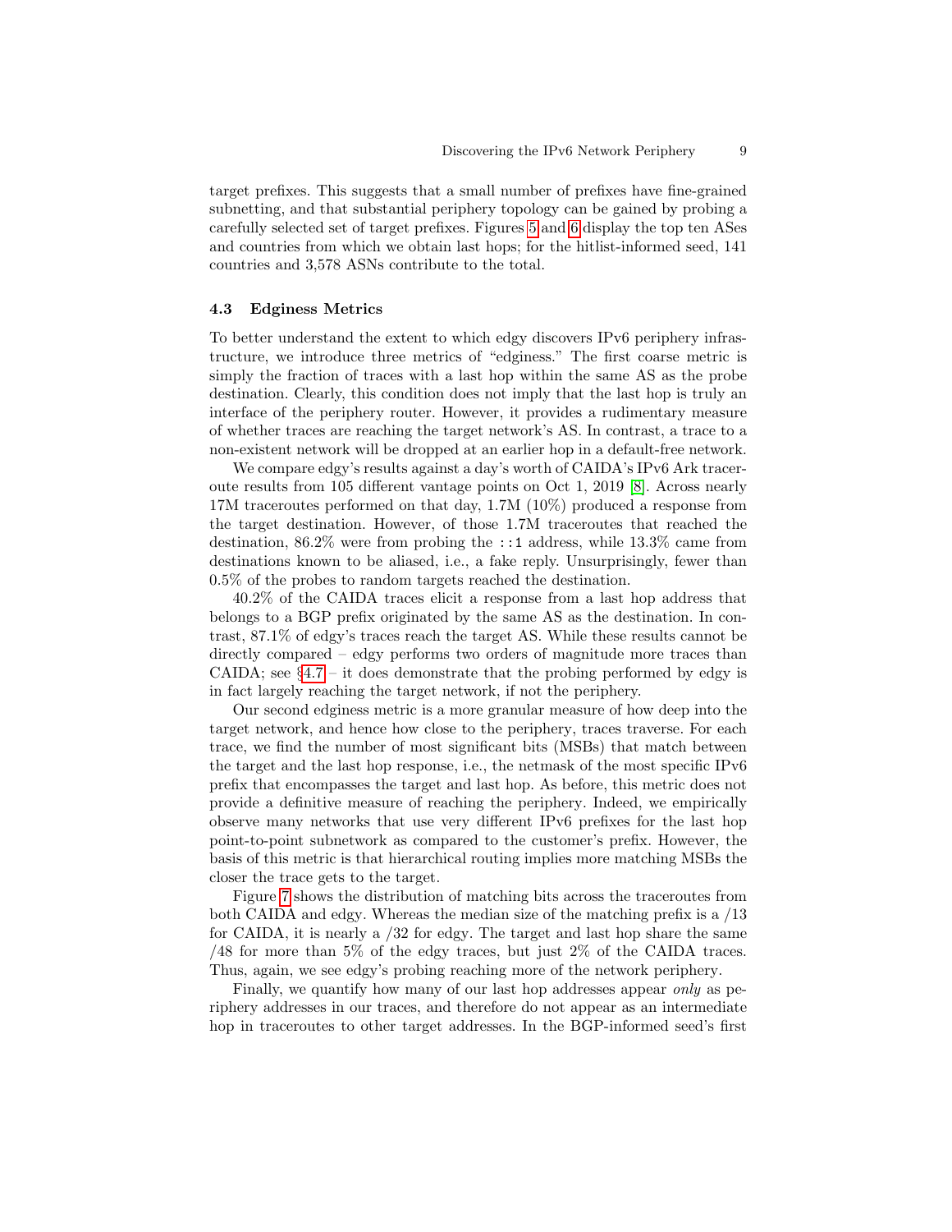target prefixes. This suggests that a small number of prefixes have fine-grained subnetting, and that substantial periphery topology can be gained by probing a carefully selected set of target prefixes. Figures 5 and 6 display the top ten ASes and countries from which we obtain last hops; for the hitlist-informed seed, 141 countries and 3,578 ASNs contribute to the total.

### 4.3 Edginess Metrics

To better understand the extent to which edgy discovers IPv6 periphery infrastructure, we introduce three metrics of "edginess." The first coarse metric is simply the fraction of traces with a last hop within the same AS as the probe destination. Clearly, this condition does not imply that the last hop is truly an interface of the periphery router. However, it provides a rudimentary measure of whether traces are reaching the target network's AS. In contrast, a trace to a non-existent network will be dropped at an earlier hop in a default-free network.

We compare edgy's results against a day's worth of CAIDA's IPv6 Ark traceroute results from 105 different vantage points on Oct 1, 2019 [8]. Across nearly 17M traceroutes performed on that day, 1.7M (10%) produced a response from the target destination. However, of those 1.7M traceroutes that reached the destination, 86.2% were from probing the `::1` address, while 13.3% came from destinations known to be aliased, i.e., a fake reply. Unsurprisingly, fewer than 0.5% of the probes to random targets reached the destination.

40.2% of the CAIDA traces elicit a response from a last hop address that belongs to a BGP prefix originated by the same AS as the destination. In contrast, 87.1% of edgy's traces reach the target AS. While these results cannot be directly compared – edgy performs two orders of magnitude more traces than CAIDA; see §4.7 – it does demonstrate that the probing performed by edgy is in fact largely reaching the target network, if not the periphery.

Our second edginess metric is a more granular measure of how deep into the target network, and hence how close to the periphery, traces traverse. For each trace, we find the number of most significant bits (MSBs) that match between the target and the last hop response, i.e., the netmask of the most specific IPv6 prefix that encompasses the target and last hop. As before, this metric does not provide a definitive measure of reaching the periphery. Indeed, we empirically observe many networks that use very different IPv6 prefixes for the last hop point-to-point subnetwork as compared to the customer's prefix. However, the basis of this metric is that hierarchical routing implies more matching MSBs the closer the trace gets to the target.

Figure 7 shows the distribution of matching bits across the traceroutes from both CAIDA and edgy. Whereas the median size of the matching prefix is a /13 for CAIDA, it is nearly a /32 for edgy. The target and last hop share the same /48 for more than 5% of the edgy traces, but just 2% of the CAIDA traces. Thus, again, we see edgy's probing reaching more of the network periphery.

Finally, we quantify how many of our last hop addresses appear *only* as periphery addresses in our traces, and therefore do not appear as an intermediate hop in traceroutes to other target addresses. In the BGP-informed seed's first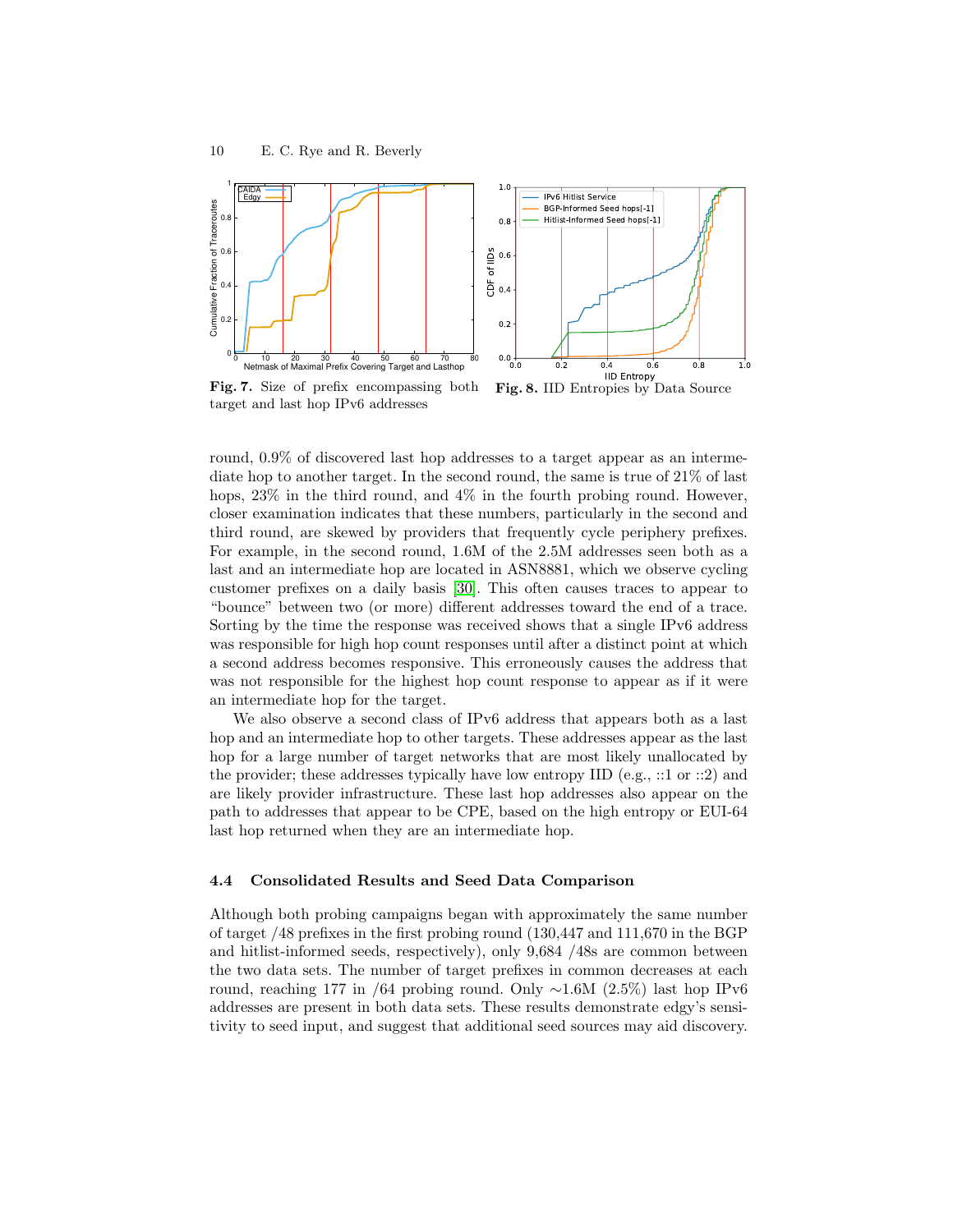**Fig. 7.** Size of prefix encompassing both target and last hop IPv6 addresses

**Fig. 8.** IID Entropies by Data Source

round, 0.9% of discovered last hop addresses to a target appear as an intermediate hop to another target. In the second round, the same is true of 21% of last hops, 23% in the third round, and 4% in the fourth probing round. However, closer examination indicates that these numbers, particularly in the second and third round, are skewed by providers that frequently cycle periphery prefixes. For example, in the second round, 1.6M of the 2.5M addresses seen both as a last and an intermediate hop are located in ASN8881, which we observe cycling customer prefixes on a daily basis [30]. This often causes traces to appear to "bounce" between two (or more) different addresses toward the end of a trace. Sorting by the time the response was received shows that a single IPv6 address was responsible for high hop count responses until after a distinct point at which a second address becomes responsive. This erroneously causes the address that was not responsible for the highest hop count response to appear as if it were an intermediate hop for the target.

We also observe a second class of IPv6 address that appears both as a last hop and an intermediate hop to other targets. These addresses appear as the last hop for a large number of target networks that are most likely unallocated by the provider; these addresses typically have low entropy IID (e.g., ::1 or ::2) and are likely provider infrastructure. These last hop addresses also appear on the path to addresses that appear to be CPE, based on the high entropy or EUI-64 last hop returned when they are an intermediate hop.

### 4.4 Consolidated Results and Seed Data Comparison

Although both probing campaigns began with approximately the same number of target /48 prefixes in the first probing round (130,447 and 111,670 in the BGP and hitlist-informed seeds, respectively), only 9,684 /48s are common between the two data sets. The number of target prefixes in common decreases at each round, reaching 177 in /64 probing round. Only ∼1.6M (2.5%) last hop IPv6 addresses are present in both data sets. These results demonstrate edgy's sensitivity to seed input, and suggest that additional seed sources may aid discovery.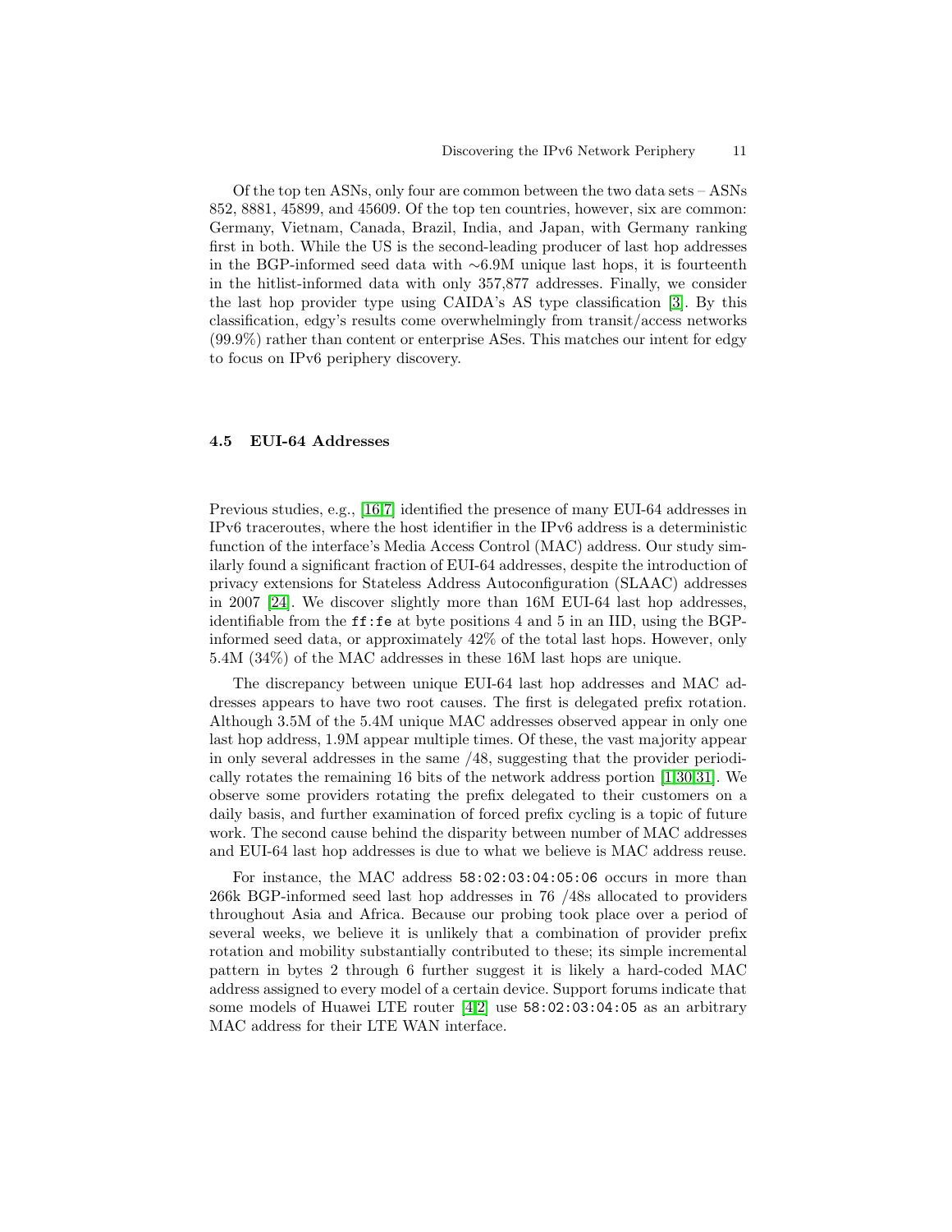Of the top ten ASNs, only four are common between the two data sets – ASNs 852, 8881, 45899, and 45609. Of the top ten countries, however, six are common: Germany, Vietnam, Canada, Brazil, India, and Japan, with Germany ranking first in both. While the US is the second-leading producer of last hop addresses in the BGP-informed seed data with ∼6.9M unique last hops, it is fourteenth in the hitlist-informed data with only 357,877 addresses. Finally, we consider the last hop provider type using CAIDA's AS type classification [3]. By this classification, edgy's results come overwhelmingly from transit/access networks (99.9%) rather than content or enterprise ASes. This matches our intent for edgy to focus on IPv6 periphery discovery.

### 4.5 EUI-64 Addresses

Previous studies, e.g., [16,7] identified the presence of many EUI-64 addresses in IPv6 traceroutes, where the host identifier in the IPv6 address is a deterministic function of the interface's Media Access Control (MAC) address. Our study similarly found a significant fraction of EUI-64 addresses, despite the introduction of privacy extensions for Stateless Address Autoconfiguration (SLAAC) addresses in 2007 [24]. We discover slightly more than 16M EUI-64 last hop addresses, identifiable from the `ff:fe` at byte positions 4 and 5 in an IID, using the BGP-informed seed data, or approximately 42% of the total last hops. However, only 5.4M (34%) of the MAC addresses in these 16M last hops are unique.

The discrepancy between unique EUI-64 last hop addresses and MAC addresses appears to have two root causes. The first is delegated prefix rotation. Although 3.5M of the 5.4M unique MAC addresses observed appear in only one last hop address, 1.9M appear multiple times. Of these, the vast majority appear in only several addresses in the same /48, suggesting that the provider periodically rotates the remaining 16 bits of the network address portion [1,30,31]. We observe some providers rotating the prefix delegated to their customers on a daily basis, and further examination of forced prefix cycling is a topic of future work. The second cause behind the disparity between number of MAC addresses and EUI-64 last hop addresses is due to what we believe is MAC address reuse.

For instance, the MAC address `58:02:03:04:05:06` occurs in more than 266k BGP-informed seed last hop addresses in 76 /48s allocated to providers throughout Asia and Africa. Because our probing took place over a period of several weeks, we believe it is unlikely that a combination of provider prefix rotation and mobility substantially contributed to these; its simple incremental pattern in bytes 2 through 6 further suggest it is likely a hard-coded MAC address assigned to every model of a certain device. Support forums indicate that some models of Huawei LTE router [4,2] use `58:02:03:04:05` as an arbitrary MAC address for their LTE WAN interface.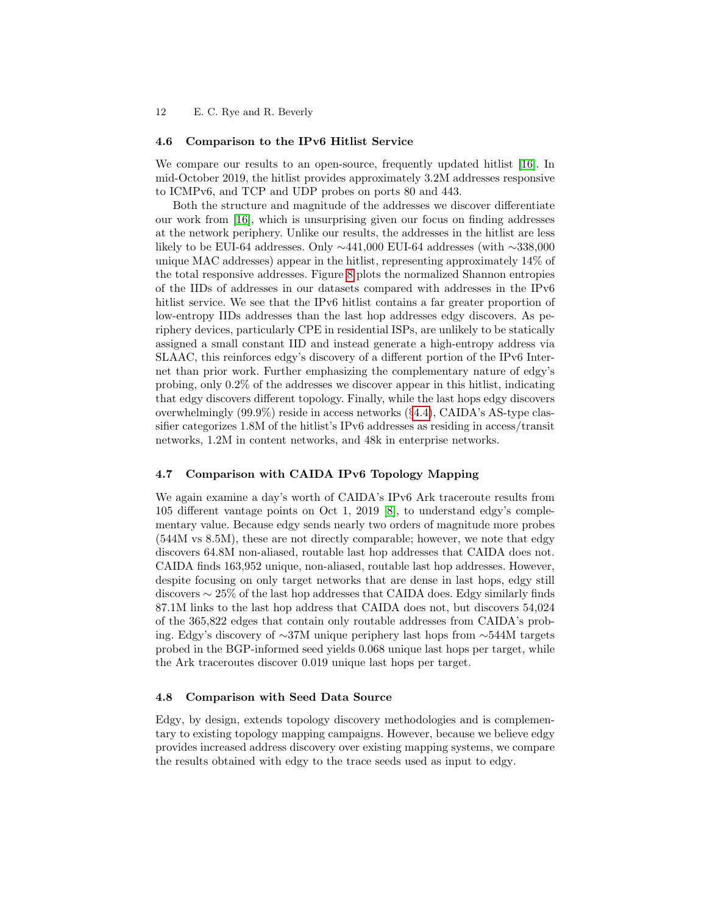### 4.6 Comparison to the IPv6 Hitlist Service

We compare our results to an open-source, frequently updated hitlist [16]. In mid-October 2019, the hitlist provides approximately 3.2M addresses responsive to ICMPv6, and TCP and UDP probes on ports 80 and 443.

Both the structure and magnitude of the addresses we discover differentiate our work from [16], which is unsurprising given our focus on finding addresses at the network periphery. Unlike our results, the addresses in the hitlist are less likely to be EUI-64 addresses. Only ∼441,000 EUI-64 addresses (with ∼338,000 unique MAC addresses) appear in the hitlist, representing approximately 14% of the total responsive addresses. Figure 8 plots the normalized Shannon entropies of the IIDs of addresses in our datasets compared with addresses in the IPv6 hitlist service. We see that the IPv6 hitlist contains a far greater proportion of low-entropy IIDs addresses than the last hop addresses edgy discovers. As periphery devices, particularly CPE in residential ISPs, are unlikely to be statically assigned a small constant IID and instead generate a high-entropy address via SLAAC, this reinforces edgy's discovery of a different portion of the IPv6 Internet than prior work. Further emphasizing the complementary nature of edgy's probing, only 0.2% of the addresses we discover appear in this hitlist, indicating that edgy discovers different topology. Finally, while the last hops edgy discovers overwhelmingly (99.9%) reside in access networks (§4.4), CAIDA's AS-type classifier categorizes 1.8M of the hitlist's IPv6 addresses as residing in access/transit networks, 1.2M in content networks, and 48k in enterprise networks.

### 4.7 Comparison with CAIDA IPv6 Topology Mapping

We again examine a day's worth of CAIDA's IPv6 Ark traceroute results from 105 different vantage points on Oct 1, 2019 [8], to understand edgy's complementary value. Because edgy sends nearly two orders of magnitude more probes (544M vs 8.5M), these are not directly comparable; however, we note that edgy discovers 64.8M non-aliased, routable last hop addresses that CAIDA does not. CAIDA finds 163,952 unique, non-aliased, routable last hop addresses. However, despite focusing on only target networks that are dense in last hops, edgy still discovers ∼ 25% of the last hop addresses that CAIDA does. Edgy similarly finds 87.1M links to the last hop address that CAIDA does not, but discovers 54,024 of the 365,822 edges that contain only routable addresses from CAIDA's probing. Edgy's discovery of ∼37M unique periphery last hops from ∼544M targets probed in the BGP-informed seed yields 0.068 unique last hops per target, while the Ark traceroutes discover 0.019 unique last hops per target.

### 4.8 Comparison with Seed Data Source

Edgy, by design, extends topology discovery methodologies and is complementary to existing topology mapping campaigns. However, because we believe edgy provides increased address discovery over existing mapping systems, we compare the results obtained with edgy to the trace seeds used as input to edgy.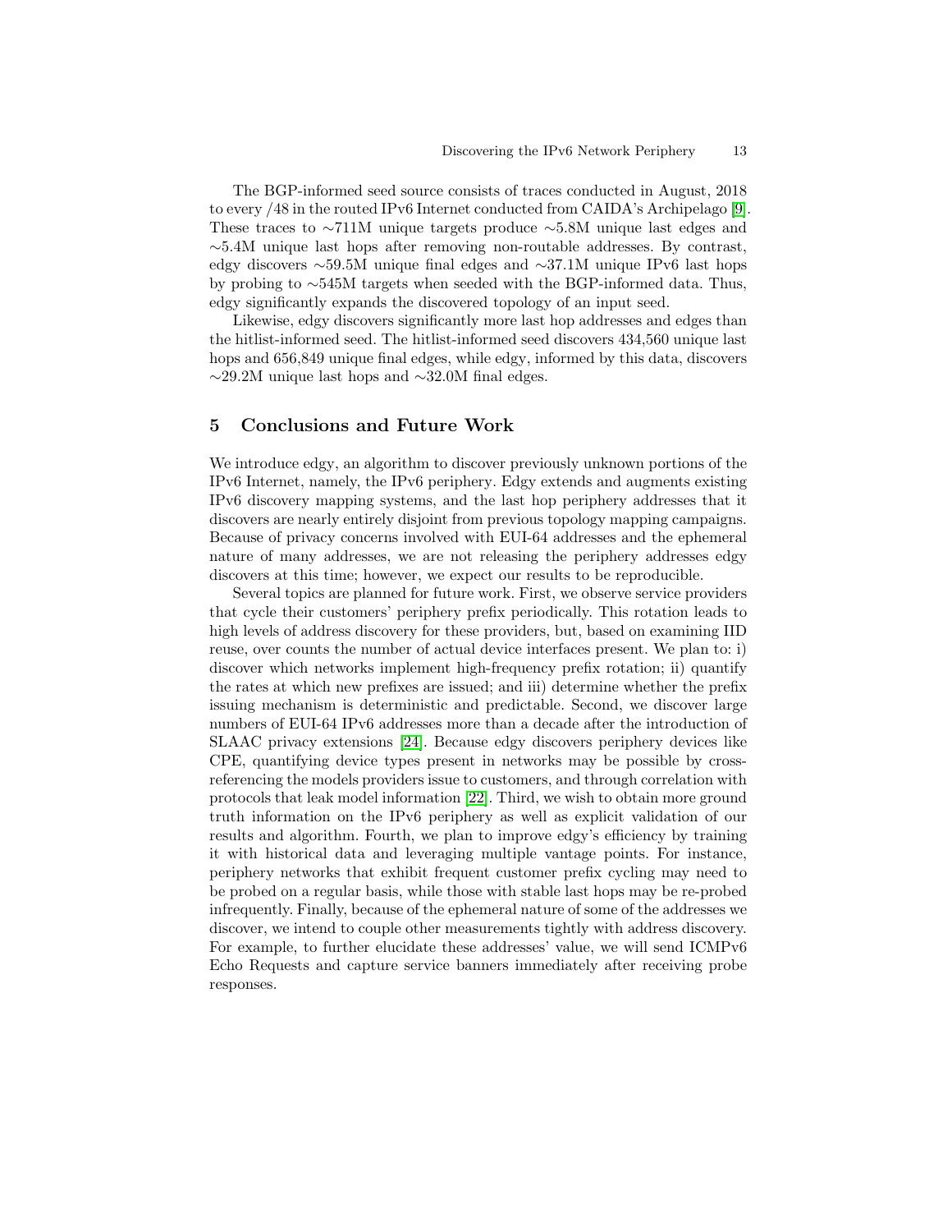The BGP-informed seed source consists of traces conducted in August, 2018 to every /48 in the routed IPv6 Internet conducted from CAIDA's Archipelago [9]. These traces to ∼711M unique targets produce ∼5.8M unique last edges and ∼5.4M unique last hops after removing non-routable addresses. By contrast, edgy discovers ∼59.5M unique final edges and ∼37.1M unique IPv6 last hops by probing to ∼545M targets when seeded with the BGP-informed data. Thus, edgy significantly expands the discovered topology of an input seed.

Likewise, edgy discovers significantly more last hop addresses and edges than the hitlist-informed seed. The hitlist-informed seed discovers 434,560 unique last hops and 656,849 unique final edges, while edgy, informed by this data, discovers ∼29.2M unique last hops and ∼32.0M final edges.

## 5 Conclusions and Future Work

We introduce edgy, an algorithm to discover previously unknown portions of the IPv6 Internet, namely, the IPv6 periphery. Edgy extends and augments existing IPv6 discovery mapping systems, and the last hop periphery addresses that it discovers are nearly entirely disjoint from previous topology mapping campaigns. Because of privacy concerns involved with EUI-64 addresses and the ephemeral nature of many addresses, we are not releasing the periphery addresses edgy discovers at this time; however, we expect our results to be reproducible.

Several topics are planned for future work. First, we observe service providers that cycle their customers' periphery prefix periodically. This rotation leads to high levels of address discovery for these providers, but, based on examining IID reuse, over counts the number of actual device interfaces present. We plan to: i) discover which networks implement high-frequency prefix rotation; ii) quantify the rates at which new prefixes are issued; and iii) determine whether the prefix issuing mechanism is deterministic and predictable. Second, we discover large numbers of EUI-64 IPv6 addresses more than a decade after the introduction of SLAAC privacy extensions [24]. Because edgy discovers periphery devices like CPE, quantifying device types present in networks may be possible by cross-referencing the models providers issue to customers, and through correlation with protocols that leak model information [22]. Third, we wish to obtain more ground truth information on the IPv6 periphery as well as explicit validation of our results and algorithm. Fourth, we plan to improve edgy's efficiency by training it with historical data and leveraging multiple vantage points. For instance, periphery networks that exhibit frequent customer prefix cycling may need to be probed on a regular basis, while those with stable last hops may be re-probed infrequently. Finally, because of the ephemeral nature of some of the addresses we discover, we intend to couple other measurements tightly with address discovery. For example, to further elucidate these addresses' value, we will send ICMPv6 Echo Requests and capture service banners immediately after receiving probe responses.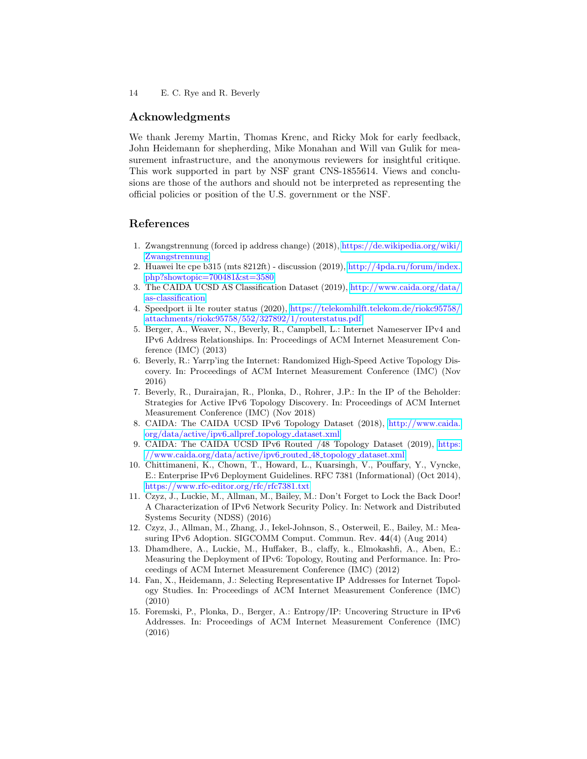## Acknowledgments

We thank Jeremy Martin, Thomas Krenc, and Ricky Mok for early feedback, John Heidemann for shepherding, Mike Monahan and Will van Gulik for measurement infrastructure, and the anonymous reviewers for insightful critique. This work supported in part by NSF grant CNS-1855614. Views and conclusions are those of the authors and should not be interpreted as representing the official policies or position of the U.S. government or the NSF.

## References

1. Zwangstrennung (forced ip address change) (2018), https://de.wikipedia.org/wiki/Zwangstrennung
2. Huawei lte cpe b315 (mts 8212ft) - discussion (2019), http://4pda.ru/forum/index.php?showtopic=700481&st=3580
3. The CAIDA UCSD AS Classification Dataset (2019), http://www.caida.org/data/as-classification
4. Speedport ii lte router status (2020), https://telekomhilft.telekom.de/riokc95758/attachments/riokc95758/552/327892/1/routerstatus.pdf
5. Berger, A., Weaver, N., Beverly, R., Campbell, L.: Internet Nameserver IPv4 and IPv6 Address Relationships. In: Proceedings of ACM Internet Measurement Conference (IMC) (2013)
6. Beverly, R.: Yarrp'ing the Internet: Randomized High-Speed Active Topology Discovery. In: Proceedings of ACM Internet Measurement Conference (IMC) (Nov 2016)
7. Beverly, R., Durairajan, R., Plonka, D., Rohrer, J.P.: In the IP of the Beholder: Strategies for Active IPv6 Topology Discovery. In: Proceedings of ACM Internet Measurement Conference (IMC) (Nov 2018)
8. CAIDA: The CAIDA UCSD IPv6 Topology Dataset (2018), http://www.caida.org/data/active/ipv6_allpref_topology_dataset.xml
9. CAIDA: The CAIDA UCSD IPv6 Routed /48 Topology Dataset (2019), https://www.caida.org/data/active/ipv6_routed_48_topology_dataset.xml
10. Chittimaneni, K., Chown, T., Howard, L., Kuarsingh, V., Pouffary, Y., Vyncke, E.: Enterprise IPv6 Deployment Guidelines. RFC 7381 (Informational) (Oct 2014), https://www.rfc-editor.org/rfc/rfc7381.txt
11. Czyz, J., Luckie, M., Allman, M., Bailey, M.: Don't Forget to Lock the Back Door! A Characterization of IPv6 Network Security Policy. In: Network and Distributed Systems Security (NDSS) (2016)
12. Czyz, J., Allman, M., Zhang, J., Iekel-Johnson, S., Osterweil, E., Bailey, M.: Measuring IPv6 Adoption. SIGCOMM Comput. Commun. Rev. **44**(4) (Aug 2014)
13. Dhamdhere, A., Luckie, M., Huffaker, B., claffy, k., Elmokashfi, A., Aben, E.: Measuring the Deployment of IPv6: Topology, Routing and Performance. In: Proceedings of ACM Internet Measurement Conference (IMC) (2012)
14. Fan, X., Heidemann, J.: Selecting Representative IP Addresses for Internet Topology Studies. In: Proceedings of ACM Internet Measurement Conference (IMC) (2010)
15. Foremski, P., Plonka, D., Berger, A.: Entropy/IP: Uncovering Structure in IPv6 Addresses. In: Proceedings of ACM Internet Measurement Conference (IMC) (2016)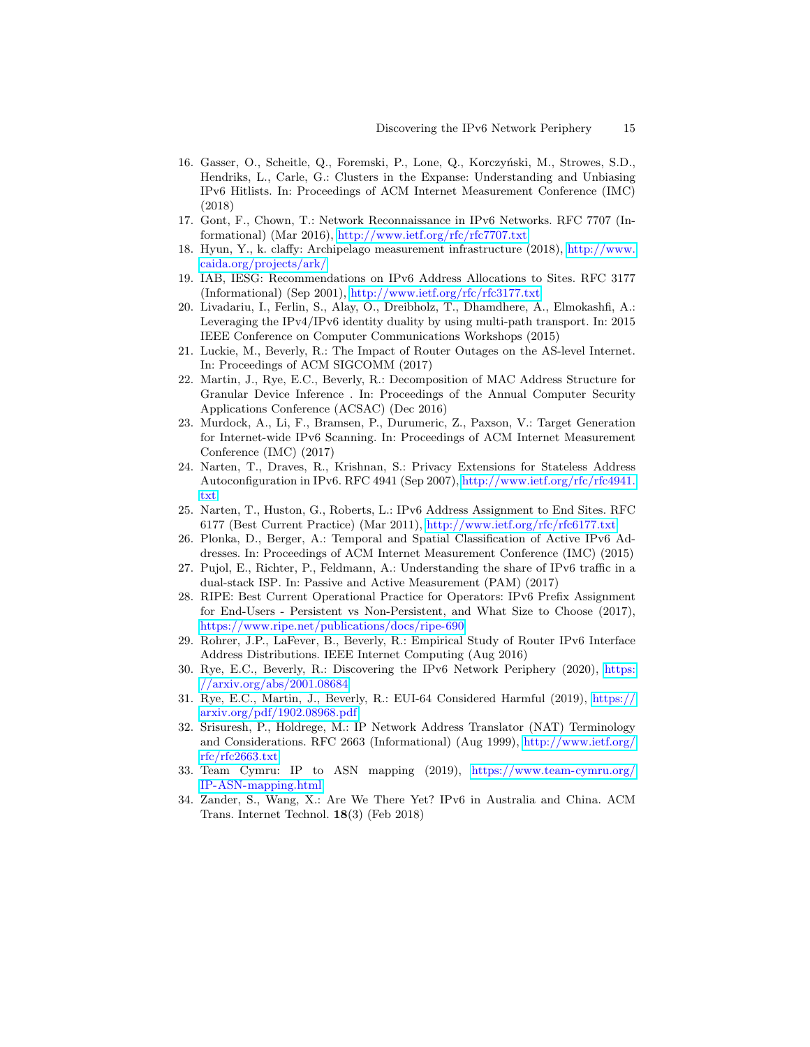16. Gasser, O., Scheitle, Q., Foremski, P., Lone, Q., Korczyński, M., Strowes, S.D., Hendriks, L., Carle, G.: Clusters in the Expanse: Understanding and Unbiasing IPv6 Hitlists. In: Proceedings of ACM Internet Measurement Conference (IMC) (2018)
17. Gont, F., Chown, T.: Network Reconnaissance in IPv6 Networks. RFC 7707 (Informational) (Mar 2016), http://www.ietf.org/rfc/rfc7707.txt
18. Hyun, Y., k. claffy: Archipelago measurement infrastructure (2018), http://www.caida.org/projects/ark/
19. IAB, IESG: Recommendations on IPv6 Address Allocations to Sites. RFC 3177 (Informational) (Sep 2001), http://www.ietf.org/rfc/rfc3177.txt
20. Livadariu, I., Ferlin, S., Alay, O., Dreibholz, T., Dhamdhere, A., Elmokashfi, A.: Leveraging the IPv4/IPv6 identity duality by using multi-path transport. In: 2015 IEEE Conference on Computer Communications Workshops (2015)
21. Luckie, M., Beverly, R.: The Impact of Router Outages on the AS-level Internet. In: Proceedings of ACM SIGCOMM (2017)
22. Martin, J., Rye, E.C., Beverly, R.: Decomposition of MAC Address Structure for Granular Device Inference . In: Proceedings of the Annual Computer Security Applications Conference (ACSAC) (Dec 2016)
23. Murdock, A., Li, F., Bramsen, P., Durumeric, Z., Paxson, V.: Target Generation for Internet-wide IPv6 Scanning. In: Proceedings of ACM Internet Measurement Conference (IMC) (2017)
24. Narten, T., Draves, R., Krishnan, S.: Privacy Extensions for Stateless Address Autoconfiguration in IPv6. RFC 4941 (Sep 2007), http://www.ietf.org/rfc/rfc4941.txt
25. Narten, T., Huston, G., Roberts, L.: IPv6 Address Assignment to End Sites. RFC 6177 (Best Current Practice) (Mar 2011), http://www.ietf.org/rfc/rfc6177.txt
26. Plonka, D., Berger, A.: Temporal and Spatial Classification of Active IPv6 Addresses. In: Proceedings of ACM Internet Measurement Conference (IMC) (2015)
27. Pujol, E., Richter, P., Feldmann, A.: Understanding the share of IPv6 traffic in a dual-stack ISP. In: Passive and Active Measurement (PAM) (2017)
28. RIPE: Best Current Operational Practice for Operators: IPv6 Prefix Assignment for End-Users - Persistent vs Non-Persistent, and What Size to Choose (2017), https://www.ripe.net/publications/docs/ripe-690
29. Rohrer, J.P., LaFever, B., Beverly, R.: Empirical Study of Router IPv6 Interface Address Distributions. IEEE Internet Computing (Aug 2016)
30. Rye, E.C., Beverly, R.: Discovering the IPv6 Network Periphery (2020), https://arxiv.org/abs/2001.08684
31. Rye, E.C., Martin, J., Beverly, R.: EUI-64 Considered Harmful (2019), https://arxiv.org/pdf/1902.08968.pdf
32. Srisuresh, P., Holdrege, M.: IP Network Address Translator (NAT) Terminology and Considerations. RFC 2663 (Informational) (Aug 1999), http://www.ietf.org/rfc/rfc2663.txt
33. Team Cymru: IP to ASN mapping (2019), https://www.team-cymru.org/IP-ASN-mapping.html
34. Zander, S., Wang, X.: Are We There Yet? IPv6 in Australia and China. ACM Trans. Internet Technol. **18**(3) (Feb 2018)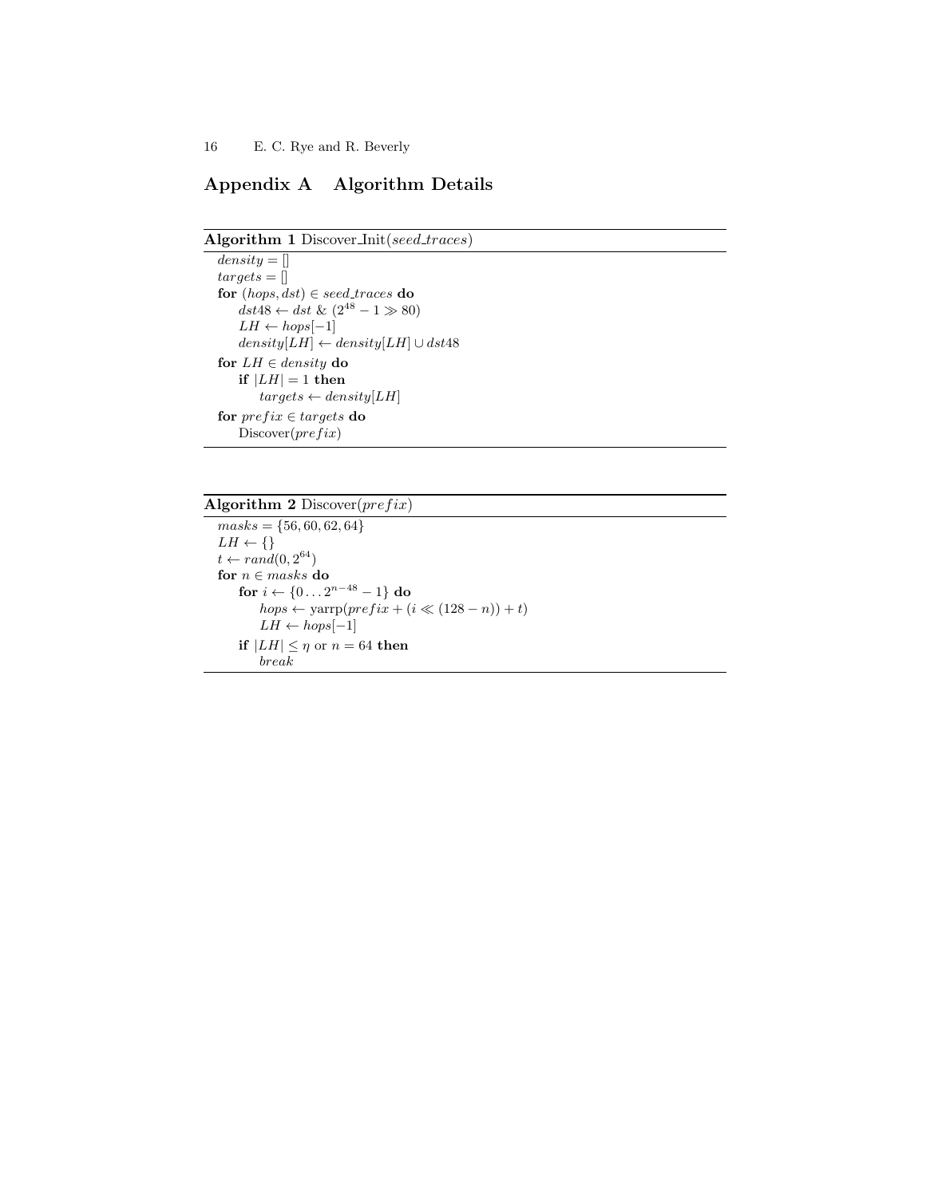## Appendix A Algorithm Details

**Algorithm 1** Discover_Init($seed\_traces$)

```
density = []
targets = []
for (hops, dst) ∈ seed_traces do
    dst48 ← dst & (2^48 − 1 ≫ 80)
    LH ← hops[−1]
    density[LH] ← density[LH] ∪ dst48
for LH ∈ density do
    if |LH| = 1 then
        targets ← density[LH]
for prefix ∈ targets do
    Discover(prefix)
```

**Algorithm 2** Discover($prefix$)

```
masks = {56, 60, 62, 64}
LH ← {}
t ← rand(0, 2^64)
for n ∈ masks do
    for i ← {0 ... 2^(n−48) − 1} do
        hops ← yarrp(prefix + (i ≪ (128 − n)) + t)
        LH ← hops[−1]
    if |LH| ≤ η or n = 64 then
        break
```